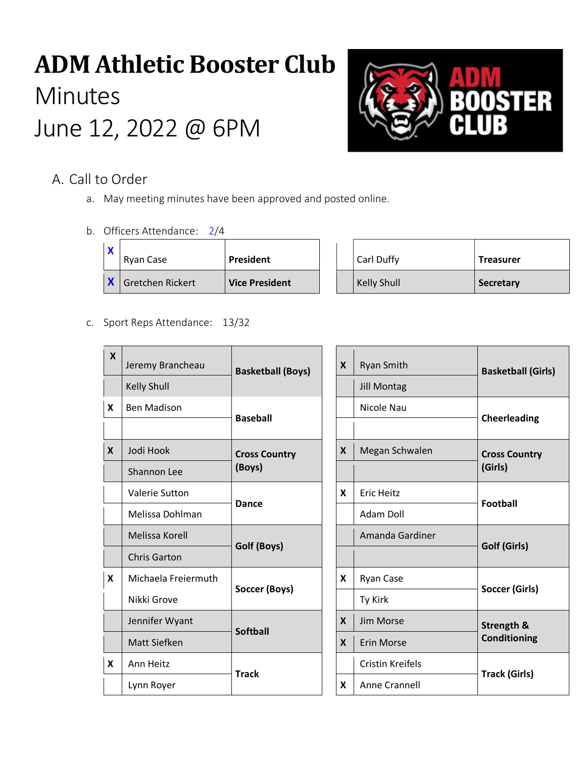# ADM Athletic Booster Club

Minutes

June 12, 2022 @ 6PM

## A. Call to Order

a. May meeting minutes have been approved and posted online.

b. Officers Attendance: 2/4

| | Name | Position |
|---|---|---|
| X | Ryan Case | **President** |
| X | Gretchen Rickert | **Vice President** |
| | Carl Duffy | **Treasurer** |
| | Kelly Shull | **Secretary** |

c. Sport Reps Attendance: 13/32

| | Name | Sport |
|---|---|---|
| X | Jeremy Brancheau | **Basketball (Boys)** |
| | Kelly Shull | |
| X | Ben Madison | **Baseball** |
| | | |
| X | Jodi Hook | **Cross Country (Boys)** |
| | Shannon Lee | |
| | Valerie Sutton | **Dance** |
| | Melissa Dohlman | |
| | Melissa Korell | **Golf (Boys)** |
| | Chris Garton | |
| X | Michaela Freiermuth | **Soccer (Boys)** |
| | Nikki Grove | |
| | Jennifer Wyant | **Softball** |
| | Matt Siefken | |
| X | Ann Heitz | **Track** |
| | Lynn Royer | |
| X | Ryan Smith | **Basketball (Girls)** |
| | Jill Montag | |
| | Nicole Nau | **Cheerleading** |
| | | |
| X | Megan Schwalen | **Cross Country (Girls)** |
| | | |
| X | Eric Heitz | **Football** |
| | Adam Doll | |
| | Amanda Gardiner | **Golf (Girls)** |
| | | |
| X | Ryan Case | **Soccer (Girls)** |
| | Ty Kirk | |
| X | Jim Morse | **Strength & Conditioning** |
| X | Erin Morse | |
| | Cristin Kreifels | **Track (Girls)** |
| X | Anne Crannell | |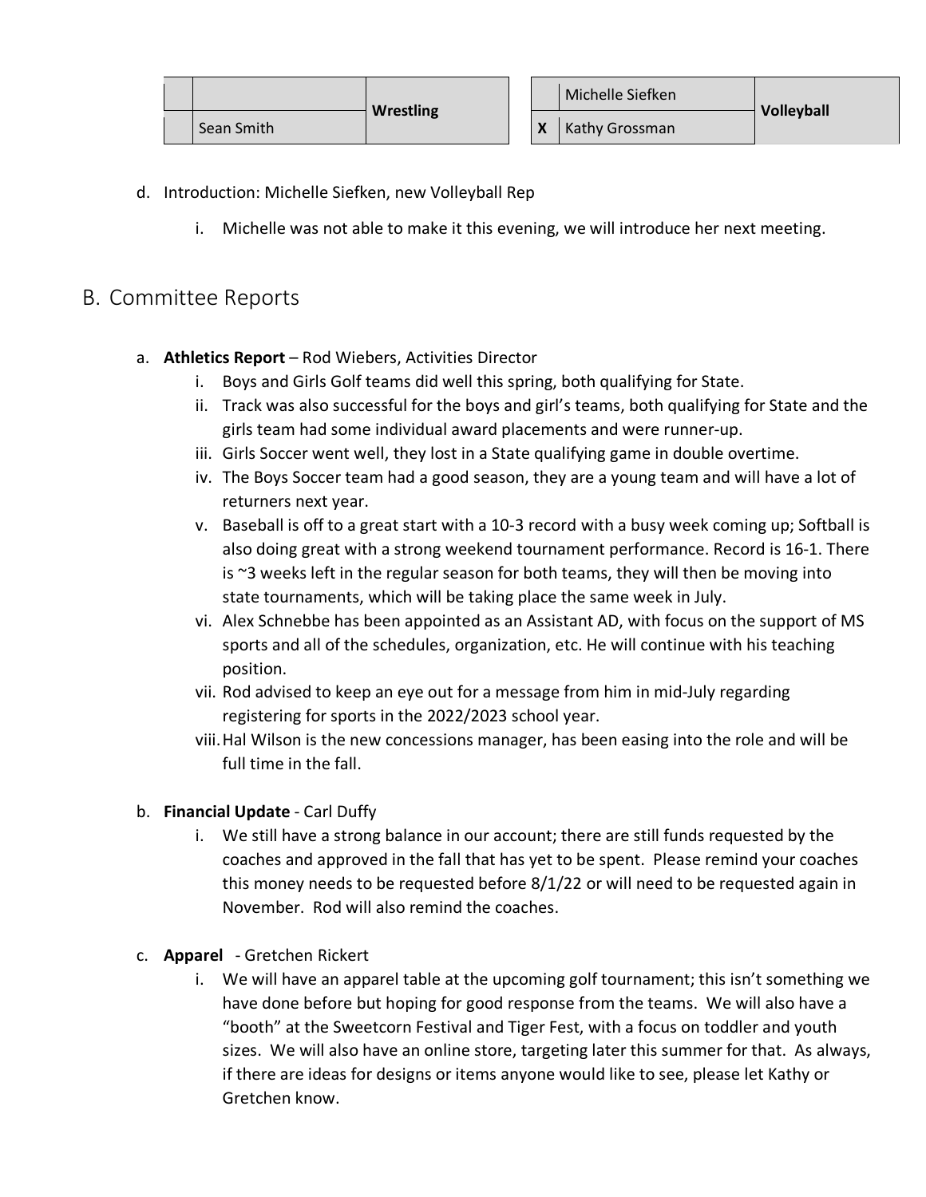|  |  | Wrestling |  | Michelle Siefken | Volleyball |
|---|---|---|---|---|---|
|  | Sean Smith |  | X | Kathy Grossman |  |

d. Introduction: Michelle Siefken, new Volleyball Rep

   i. Michelle was not able to make it this evening, we will introduce her next meeting.

## B. Committee Reports

a. **Athletics Report** – Rod Wiebers, Activities Director

   i. Boys and Girls Golf teams did well this spring, both qualifying for State.
   ii. Track was also successful for the boys and girl's teams, both qualifying for State and the girls team had some individual award placements and were runner-up.
   iii. Girls Soccer went well, they lost in a State qualifying game in double overtime.
   iv. The Boys Soccer team had a good season, they are a young team and will have a lot of returners next year.
   v. Baseball is off to a great start with a 10-3 record with a busy week coming up; Softball is also doing great with a strong weekend tournament performance. Record is 16-1. There is ~3 weeks left in the regular season for both teams, they will then be moving into state tournaments, which will be taking place the same week in July.
   vi. Alex Schnebbe has been appointed as an Assistant AD, with focus on the support of MS sports and all of the schedules, organization, etc. He will continue with his teaching position.
   vii. Rod advised to keep an eye out for a message from him in mid-July regarding registering for sports in the 2022/2023 school year.
   viii. Hal Wilson is the new concessions manager, has been easing into the role and will be full time in the fall.

b. **Financial Update** - Carl Duffy

   i. We still have a strong balance in our account; there are still funds requested by the coaches and approved in the fall that has yet to be spent. Please remind your coaches this money needs to be requested before 8/1/22 or will need to be requested again in November. Rod will also remind the coaches.

c. **Apparel** - Gretchen Rickert

   i. We will have an apparel table at the upcoming golf tournament; this isn't something we have done before but hoping for good response from the teams. We will also have a "booth" at the Sweetcorn Festival and Tiger Fest, with a focus on toddler and youth sizes. We will also have an online store, targeting later this summer for that. As always, if there are ideas for designs or items anyone would like to see, please let Kathy or Gretchen know.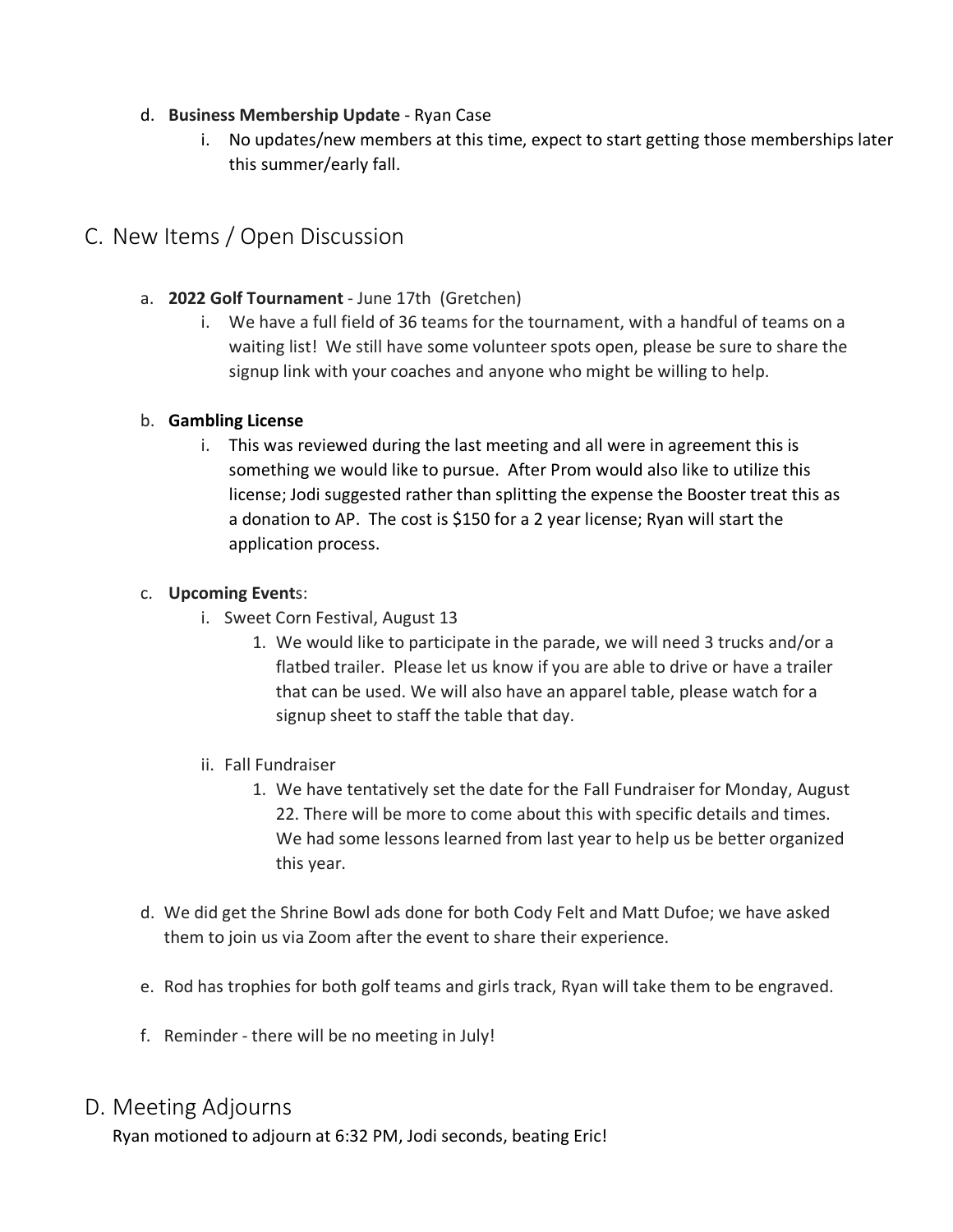d. **Business Membership Update** - Ryan Case

   i. No updates/new members at this time, expect to start getting those memberships later this summer/early fall.

## C. New Items / Open Discussion

a. **2022 Golf Tournament** - June 17th (Gretchen)

   i. We have a full field of 36 teams for the tournament, with a handful of teams on a waiting list! We still have some volunteer spots open, please be sure to share the signup link with your coaches and anyone who might be willing to help.

b. **Gambling License**

   i. This was reviewed during the last meeting and all were in agreement this is something we would like to pursue. After Prom would also like to utilize this license; Jodi suggested rather than splitting the expense the Booster treat this as a donation to AP. The cost is $150 for a 2 year license; Ryan will start the application process.

c. **Upcoming Event**s:

   i. Sweet Corn Festival, August 13

      1. We would like to participate in the parade, we will need 3 trucks and/or a flatbed trailer. Please let us know if you are able to drive or have a trailer that can be used. We will also have an apparel table, please watch for a signup sheet to staff the table that day.

   ii. Fall Fundraiser

      1. We have tentatively set the date for the Fall Fundraiser for Monday, August 22. There will be more to come about this with specific details and times. We had some lessons learned from last year to help us be better organized this year.

d. We did get the Shrine Bowl ads done for both Cody Felt and Matt Dufoe; we have asked them to join us via Zoom after the event to share their experience.

e. Rod has trophies for both golf teams and girls track, Ryan will take them to be engraved.

f. Reminder - there will be no meeting in July!

## D. Meeting Adjourns

Ryan motioned to adjourn at 6:32 PM, Jodi seconds, beating Eric!